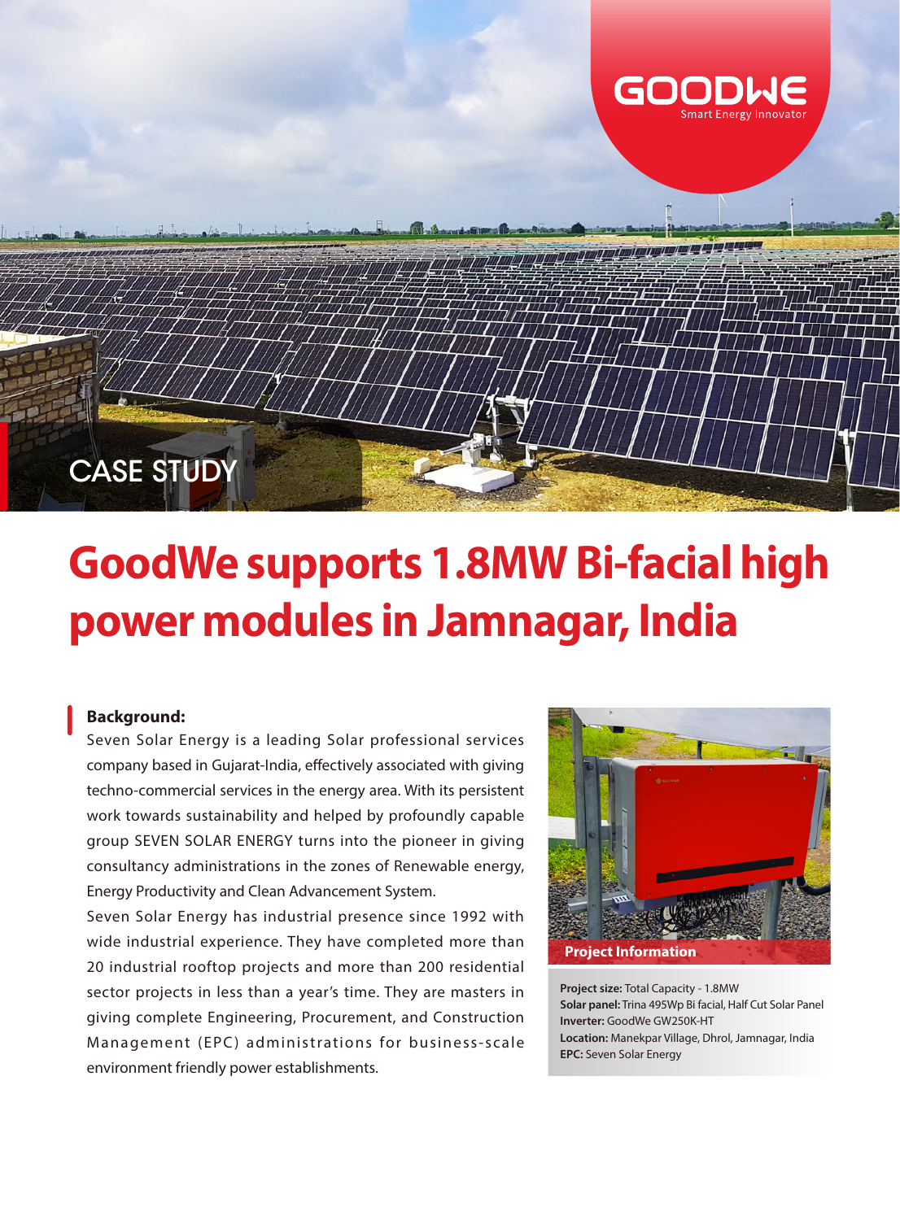GOODWE

Smart Energy Innovator

CASE STUDY

# GoodWe supports 1.8MW Bi-facial high power modules in Jamnagar, India

**Background:**

Seven Solar Energy is a leading Solar professional services company based in Gujarat-India, effectively associated with giving techno-commercial services in the energy area. With its persistent work towards sustainability and helped by profoundly capable group SEVEN SOLAR ENERGY turns into the pioneer in giving consultancy administrations in the zones of Renewable energy, Energy Productivity and Clean Advancement System.

Seven Solar Energy has industrial presence since 1992 with wide industrial experience. They have completed more than 20 industrial rooftop projects and more than 200 residential sector projects in less than a year's time. They are masters in giving complete Engineering, Procurement, and Construction Management (EPC) administrations for business-scale environment friendly power establishments.

**Project Information**

**Project size:** Total Capacity - 1.8MW

**Solar panel:** Trina 495Wp Bi facial, Half Cut Solar Panel

**Inverter:** GoodWe GW250K-HT

**Location:** Manekpar Village, Dhrol, Jamnagar, India

**EPC:** Seven Solar Energy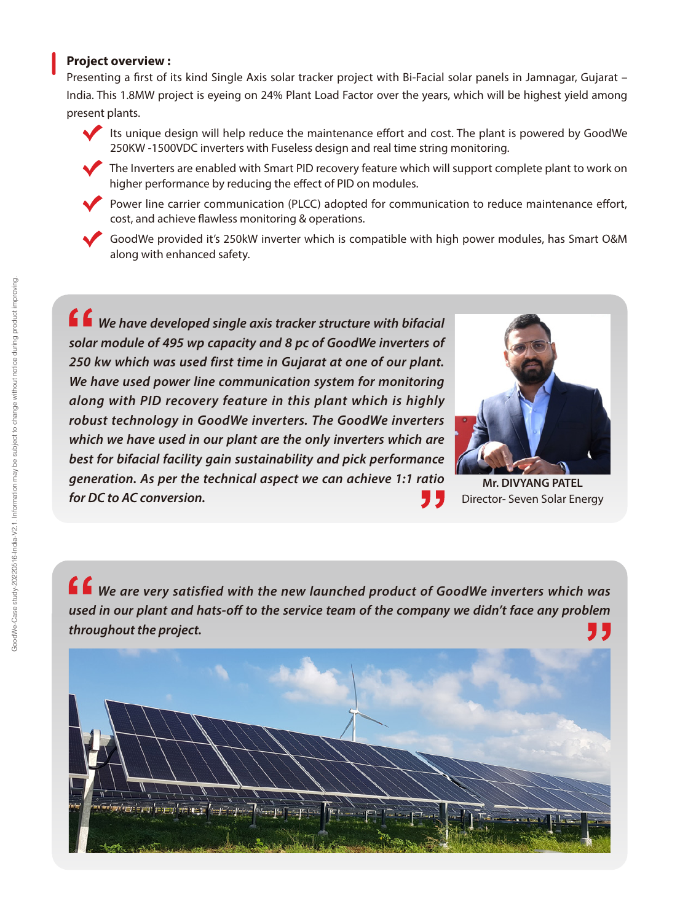**Project overview :**

Presenting a first of its kind Single Axis solar tracker project with Bi-Facial solar panels in Jamnagar, Gujarat – India. This 1.8MW project is eyeing on 24% Plant Load Factor over the years, which will be highest yield among present plants.

- Its unique design will help reduce the maintenance effort and cost. The plant is powered by GoodWe 250KW -1500VDC inverters with Fuseless design and real time string monitoring.
- The Inverters are enabled with Smart PID recovery feature which will support complete plant to work on higher performance by reducing the effect of PID on modules.
- Power line carrier communication (PLCC) adopted for communication to reduce maintenance effort, cost, and achieve flawless monitoring & operations.
- GoodWe provided it's 250kW inverter which is compatible with high power modules, has Smart O&M along with enhanced safety.

> *We have developed single axis tracker structure with bifacial solar module of 495 wp capacity and 8 pc of GoodWe inverters of 250 kw which was used first time in Gujarat at one of our plant. We have used power line communication system for monitoring along with PID recovery feature in this plant which is highly robust technology in GoodWe inverters. The GoodWe inverters which we have used in our plant are the only inverters which are best for bifacial facility gain sustainability and pick performance generation. As per the technical aspect we can achieve 1:1 ratio for DC to AC conversion.*

**Mr. DIVYANG PATEL**
Director- Seven Solar Energy

> *We are very satisfied with the new launched product of GoodWe inverters which was used in our plant and hats-off to the service team of the company we didn't face any problem throughout the project.*

GoodWe-Case study-20220516-India-V2.1. Information may be subject to change without notice during product improving.